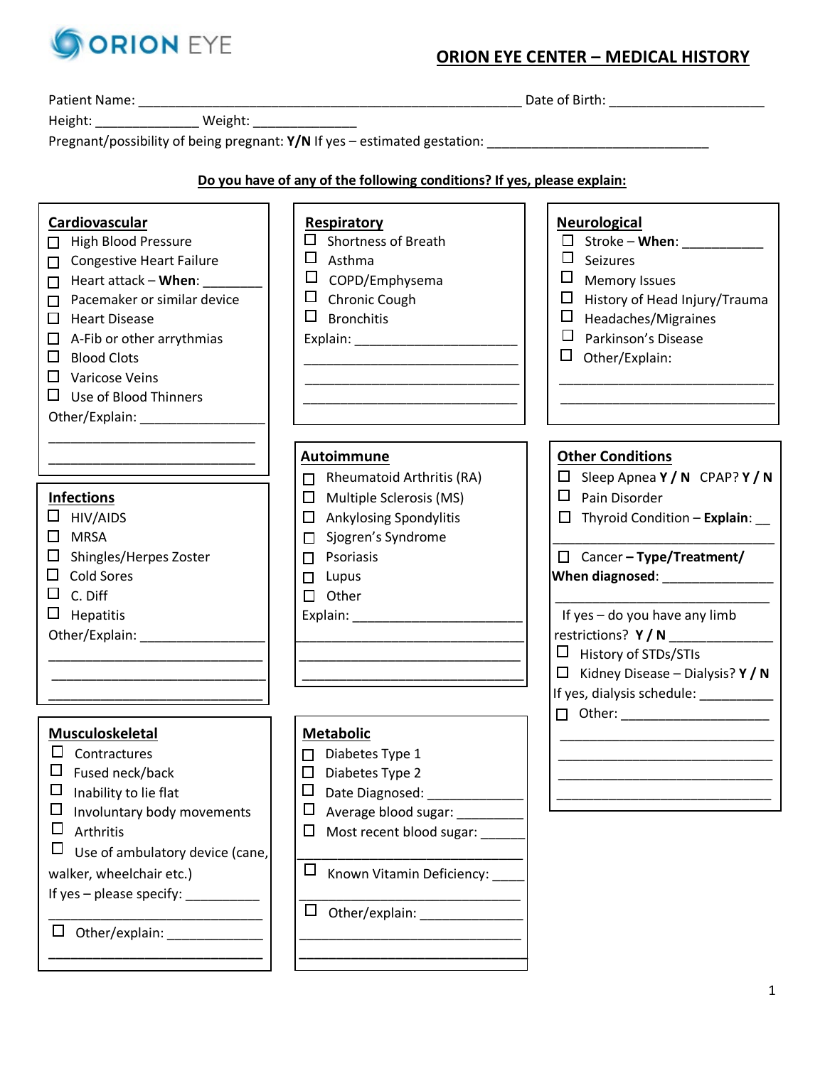ORION EYE

# ORION EYE CENTER – MEDICAL HISTORY

Patient Name: ______________________________________________ Date of Birth: ____________________

Height: _____________ Weight: _____________

Pregnant/possibility of being pregnant: **Y/N** If yes – estimated gestation: ____________________________

**Do you have of any of the following conditions? If yes, please explain:**

## Cardiovascular

- ☐ High Blood Pressure
- ☐ Congestive Heart Failure
- ☐ Heart attack – **When**: ________
- ☐ Pacemaker or similar device
- ☐ Heart Disease
- ☐ A-Fib or other arrythmias
- ☐ Blood Clots
- ☐ Varicose Veins
- ☐ Use of Blood Thinners

Other/Explain: ________________
____________________________
____________________________

## Infections

- ☐ HIV/AIDS
- ☐ MRSA
- ☐ Shingles/Herpes Zoster
- ☐ Cold Sores
- ☐ C. Diff
- ☐ Hepatitis

Other/Explain: ________________
____________________________
____________________________
____________________________

## Musculoskeletal

- ☐ Contractures
- ☐ Fused neck/back
- ☐ Inability to lie flat
- ☐ Involuntary body movements
- ☐ Arthritis
- ☐ Use of ambulatory device (cane, walker, wheelchair etc.)

If yes – please specify: __________
____________________________

- ☐ Other/explain: ____________

____________________________

## Respiratory

- ☐ Shortness of Breath
- ☐ Asthma
- ☐ COPD/Emphysema
- ☐ Chronic Cough
- ☐ Bronchitis

Explain: ______________________
____________________________
____________________________
____________________________

## Autoimmune

- ☐ Rheumatoid Arthritis (RA)
- ☐ Multiple Sclerosis (MS)
- ☐ Ankylosing Spondylitis
- ☐ Sjogren's Syndrome
- ☐ Psoriasis
- ☐ Lupus
- ☐ Other

Explain: ______________________
____________________________
____________________________
____________________________

## Metabolic

- ☐ Diabetes Type 1
- ☐ Diabetes Type 2
- ☐ Date Diagnosed: _____________
- ☐ Average blood sugar: _________
- ☐ Most recent blood sugar: ______

____________________________

- ☐ Known Vitamin Deficiency: ____

____________________________

- ☐ Other/explain: ______________

____________________________
____________________________

## Neurological

- ☐ Stroke – **When**: ___________
- ☐ Seizures
- ☐ Memory Issues
- ☐ History of Head Injury/Trauma
- ☐ Headaches/Migraines
- ☐ Parkinson's Disease
- ☐ Other/Explain:

____________________________
____________________________

## Other Conditions

- ☐ Sleep Apnea **Y / N** CPAP? **Y / N**
- ☐ Pain Disorder
- ☐ Thyroid Condition – **Explain**: __

____________________________

- ☐ Cancer – **Type/Treatment/ When diagnosed**: _______________

____________________________

If yes – do you have any limb restrictions? **Y / N** __________

- ☐ History of STDs/STIs
- ☐ Kidney Disease – Dialysis? **Y / N**

If yes, dialysis schedule: __________

- ☐ Other: ____________________

____________________________
____________________________
____________________________
____________________________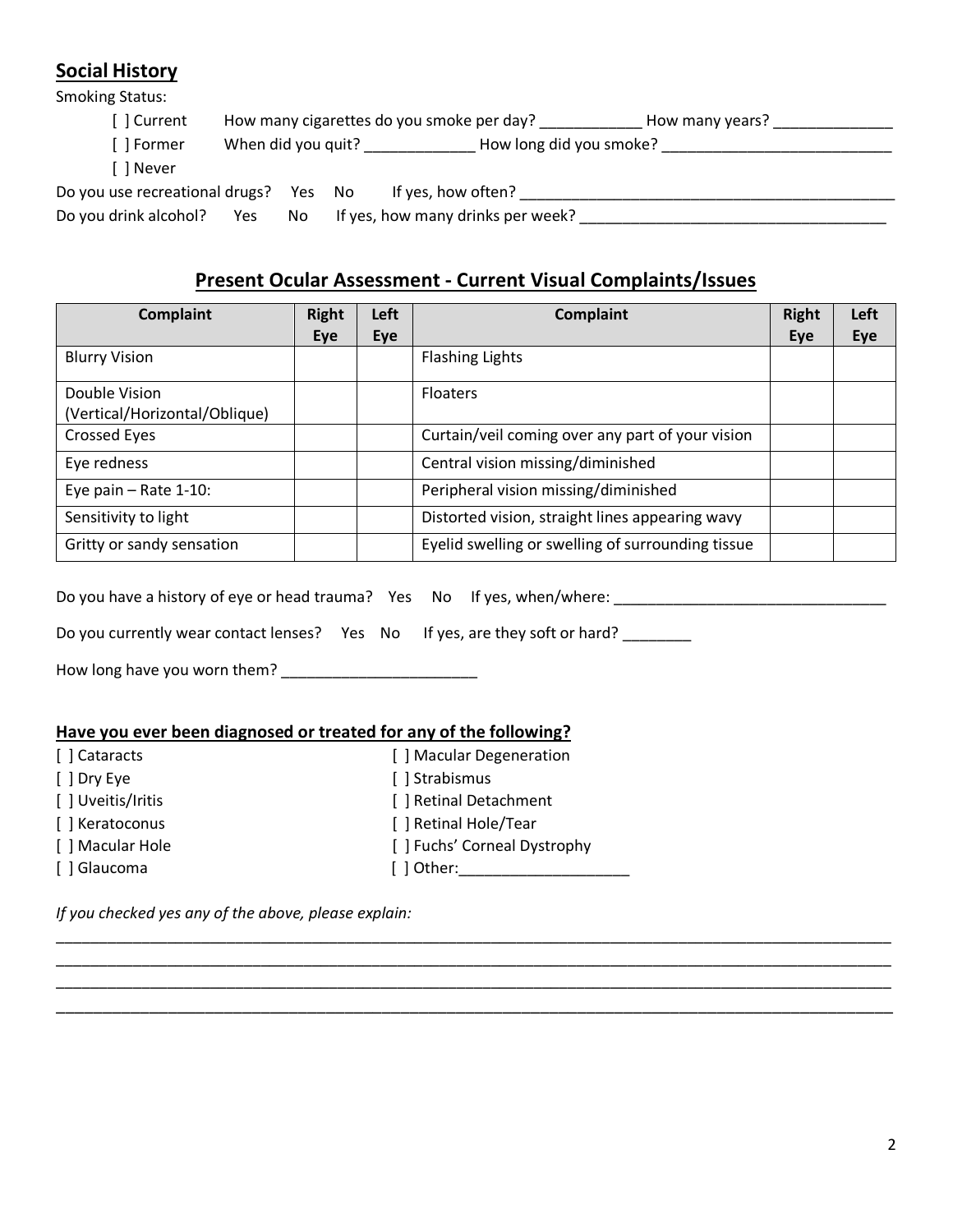## Social History

Smoking Status:

[ ] Current How many cigarettes do you smoke per day? ____________ How many years? ______________

[ ] Former When did you quit? _____________ How long did you smoke? ___________________________

[ ] Never

Do you use recreational drugs? Yes No If yes, how often? ______________________________________________

Do you drink alcohol? Yes No If yes, how many drinks per week? ____________________________________

## Present Ocular Assessment - Current Visual Complaints/Issues

| Complaint | Right Eye | Left Eye | Complaint | Right Eye | Left Eye |
|---|---|---|---|---|---|
| Blurry Vision | | | Flashing Lights | | |
| Double Vision (Vertical/Horizontal/Oblique) | | | Floaters | | |
| Crossed Eyes | | | Curtain/veil coming over any part of your vision | | |
| Eye redness | | | Central vision missing/diminished | | |
| Eye pain – Rate 1-10: | | | Peripheral vision missing/diminished | | |
| Sensitivity to light | | | Distorted vision, straight lines appearing wavy | | |
| Gritty or sandy sensation | | | Eyelid swelling or swelling of surrounding tissue | | |

Do you have a history of eye or head trauma? Yes No If yes, when/where: ________________________________

Do you currently wear contact lenses? Yes No If yes, are they soft or hard? ________

How long have you worn them? _______________________

### Have you ever been diagnosed or treated for any of the following?

[ ] Cataracts

[ ] Dry Eye

[ ] Uveitis/Iritis

[ ] Keratoconus

[ ] Macular Hole

[ ] Glaucoma

[ ] Macular Degeneration

[ ] Strabismus

[ ] Retinal Detachment

[ ] Retinal Hole/Tear

[ ] Fuchs' Corneal Dystrophy

[ ] Other:____________________

*If you checked yes any of the above, please explain:*

____________________________________________________________________________________________________

____________________________________________________________________________________________________

____________________________________________________________________________________________________

____________________________________________________________________________________________________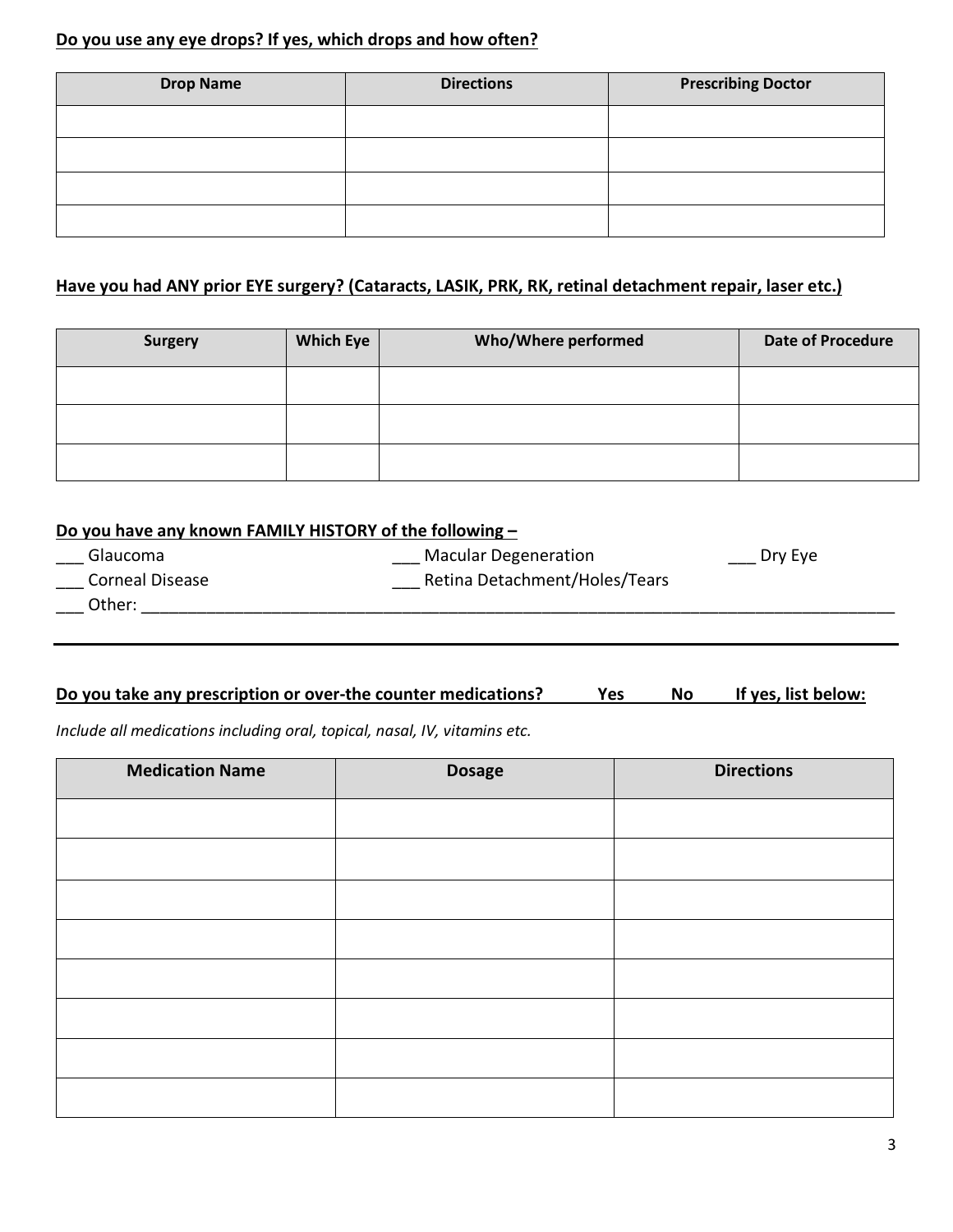**Do you use any eye drops? If yes, which drops and how often?**

| Drop Name | Directions | Prescribing Doctor |
| --- | --- | --- |
| | | |
| | | |
| | | |
| | | |

**Have you had ANY prior EYE surgery? (Cataracts, LASIK, PRK, RK, retinal detachment repair, laser etc.)**

| Surgery | Which Eye | Who/Where performed | Date of Procedure |
| --- | --- | --- | --- |
| | | | |
| | | | |
| | | | |

**Do you have any known FAMILY HISTORY of the following –**

___ Glaucoma ___ Macular Degeneration ___ Dry Eye

___ Corneal Disease ___ Retina Detachment/Holes/Tears

___ Other: ________________________________________________________________________________

---

**Do you take any prescription or over-the counter medications? Yes No If yes, list below:**

*Include all medications including oral, topical, nasal, IV, vitamins etc.*

| Medication Name | Dosage | Directions |
| --- | --- | --- |
| | | |
| | | |
| | | |
| | | |
| | | |
| | | |
| | | |
| | | |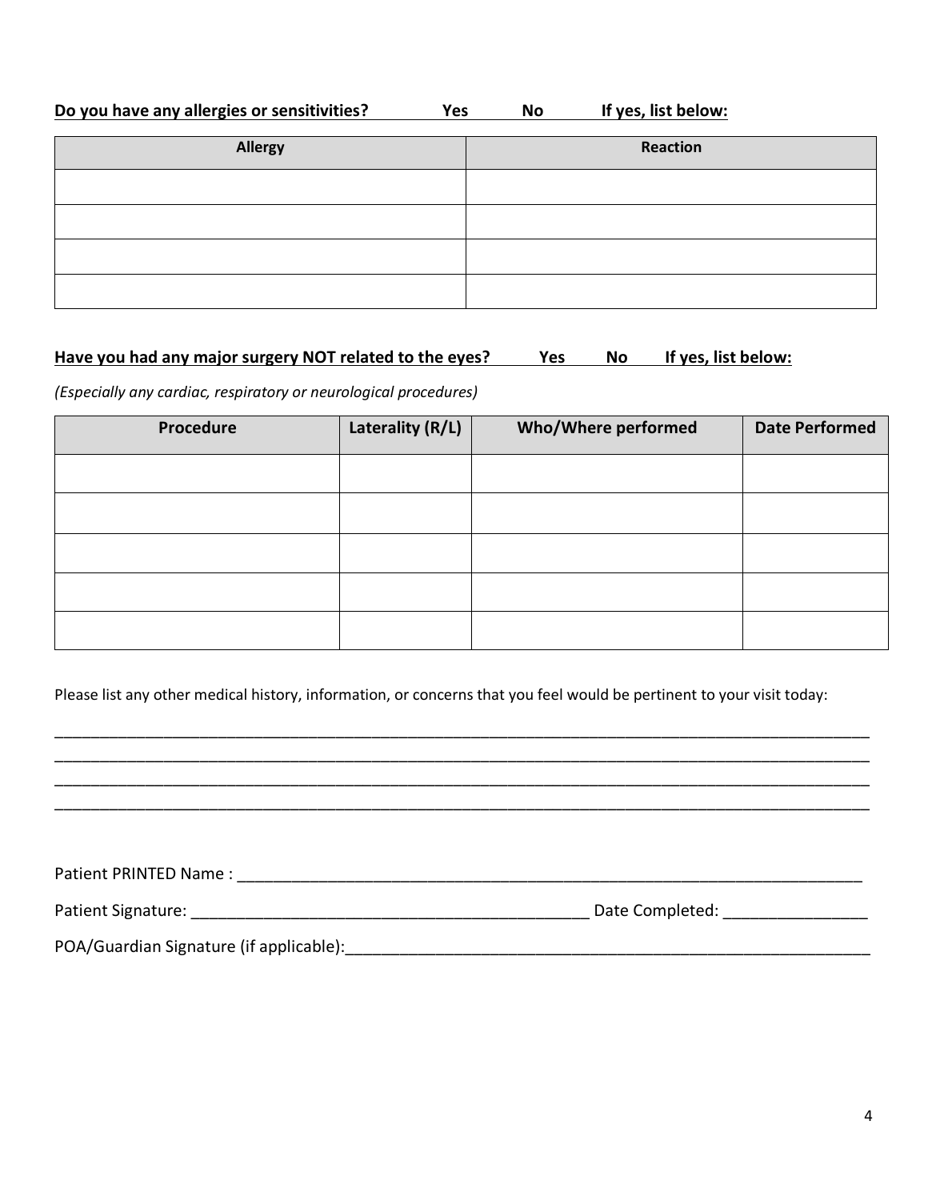**Do you have any allergies or sensitivities?** **Yes** **No** **If yes, list below:**

| Allergy | Reaction |
|---|---|
| | |
| | |
| | |
| | |

**Have you had any major surgery NOT related to the eyes?** **Yes** **No** **If yes, list below:**

*(Especially any cardiac, respiratory or neurological procedures)*

| Procedure | Laterality (R/L) | Who/Where performed | Date Performed |
|---|---|---|---|
| | | | |
| | | | |
| | | | |
| | | | |
| | | | |

Please list any other medical history, information, or concerns that you feel would be pertinent to your visit today:

_______________________________________________________________________________________________
_______________________________________________________________________________________________
_______________________________________________________________________________________________
_______________________________________________________________________________________________

Patient PRINTED Name : ______________________________________________________________________

Patient Signature: _____________________________________________ Date Completed: ________________

POA/Guardian Signature (if applicable):_____________________________________________________________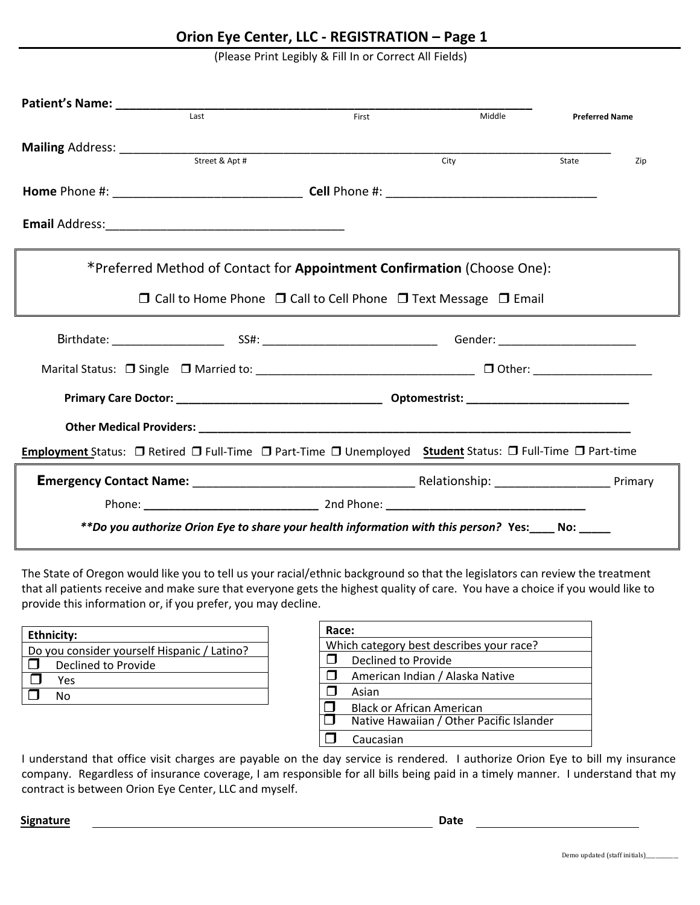## Orion Eye Center, LLC - REGISTRATION – Page 1

(Please Print Legibly & Fill In or Correct All Fields)

**Patient's Name:** ___________________________________________________________
Last First Middle **Preferred Name**

**Mailing** Address: ___________________________________________________________________________
Street & Apt # City State Zip

**Home** Phone #: ____________________________ **Cell** Phone #: _______________________________

**Email** Address:___________________________________

*Preferred Method of Contact for **Appointment Confirmation** (Choose One):

❒ Call to Home Phone ❒ Call to Cell Phone ❒ Text Message ❒ Email

Birthdate: _________________ SS#: ___________________________ Gender: _____________________

Marital Status: ❒ Single ❒ Married to: __________________________________ ❒ Other: __________________

**Primary Care Doctor:** _________________________________ **Optomestrist:** __________________________

**Other Medical Providers:** ________________________________________________________________________

**Employment** Status: ❒ Retired ❒ Full-Time ❒ Part-Time ❒ Unemployed **Student** Status: ❒ Full-Time ❒ Part-time

**Emergency Contact Name:** _________________________________ Relationship: _________________ Primary

Phone: ___________________________ 2nd Phone: _______________________________

***\*\*Do you authorize Orion Eye to share your health information with this person?* Yes:____ No: _____**

The State of Oregon would like you to tell us your racial/ethnic background so that the legislators can review the treatment that all patients receive and make sure that everyone gets the highest quality of care. You have a choice if you would like to provide this information or, if you prefer, you may decline.

| **Ethnicity:** |
|---|
| Do you consider yourself Hispanic / Latino? |
| ❒ Declined to Provide |
| ❒ Yes |
| ❒ No |

| **Race:** |
|---|
| Which category best describes your race? |
| ❒ Declined to Provide |
| ❒ American Indian / Alaska Native |
| ❒ Asian |
| ❒ Black or African American |
| ❒ Native Hawaiian / Other Pacific Islander |
| ❒ Caucasian |

I understand that office visit charges are payable on the day service is rendered. I authorize Orion Eye to bill my insurance company. Regardless of insurance coverage, I am responsible for all bills being paid in a timely manner. I understand that my contract is between Orion Eye Center, LLC and myself.

**Signature** ____________________________________________ **Date** ______________________

Demo updated (staff initials)__________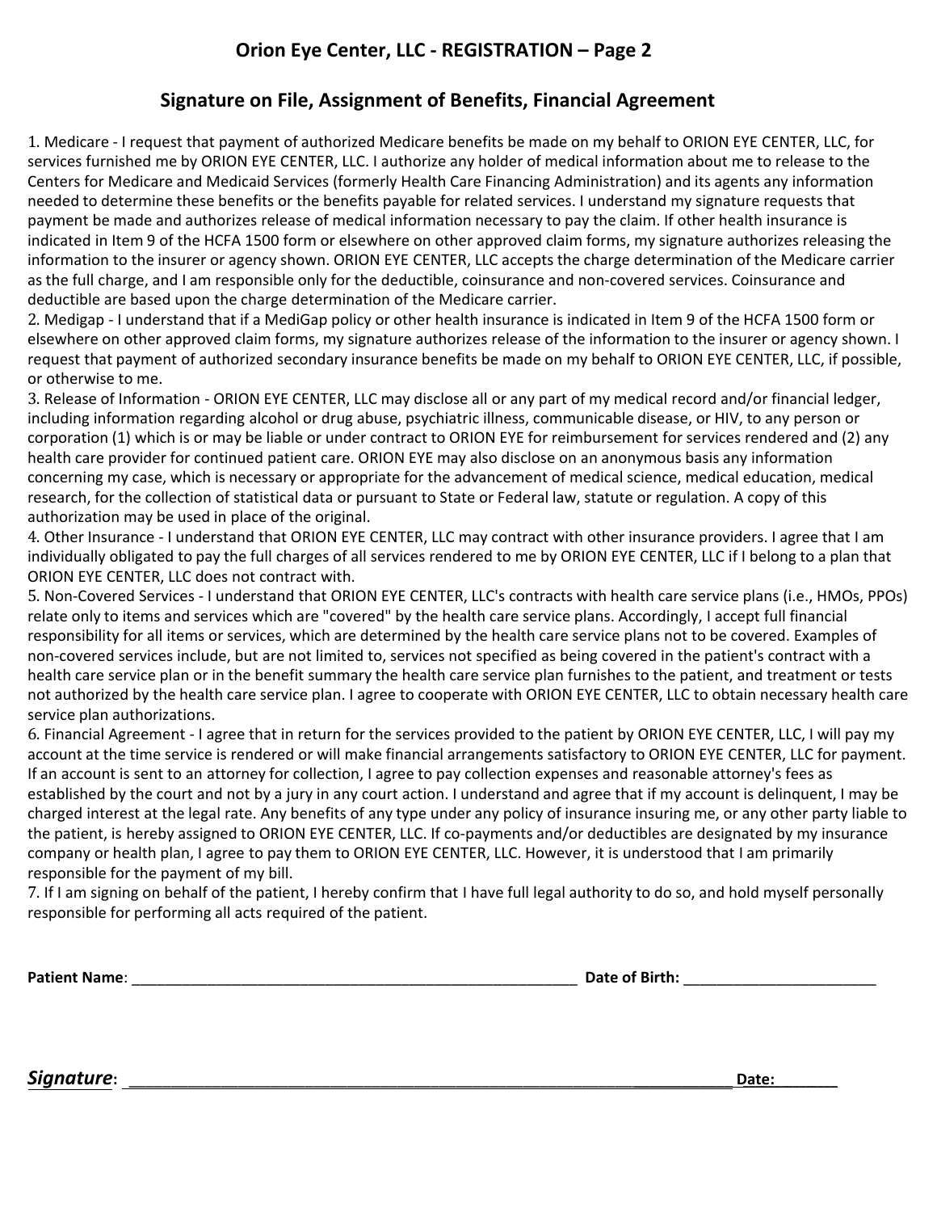# Orion Eye Center, LLC - REGISTRATION – Page 2

## Signature on File, Assignment of Benefits, Financial Agreement

1. Medicare - I request that payment of authorized Medicare benefits be made on my behalf to ORION EYE CENTER, LLC, for services furnished me by ORION EYE CENTER, LLC. I authorize any holder of medical information about me to release to the Centers for Medicare and Medicaid Services (formerly Health Care Financing Administration) and its agents any information needed to determine these benefits or the benefits payable for related services. I understand my signature requests that payment be made and authorizes release of medical information necessary to pay the claim. If other health insurance is indicated in Item 9 of the HCFA 1500 form or elsewhere on other approved claim forms, my signature authorizes releasing the information to the insurer or agency shown. ORION EYE CENTER, LLC accepts the charge determination of the Medicare carrier as the full charge, and I am responsible only for the deductible, coinsurance and non-covered services. Coinsurance and deductible are based upon the charge determination of the Medicare carrier.
2. Medigap - I understand that if a MediGap policy or other health insurance is indicated in Item 9 of the HCFA 1500 form or elsewhere on other approved claim forms, my signature authorizes release of the information to the insurer or agency shown. I request that payment of authorized secondary insurance benefits be made on my behalf to ORION EYE CENTER, LLC, if possible, or otherwise to me.
3. Release of Information - ORION EYE CENTER, LLC may disclose all or any part of my medical record and/or financial ledger, including information regarding alcohol or drug abuse, psychiatric illness, communicable disease, or HIV, to any person or corporation (1) which is or may be liable or under contract to ORION EYE for reimbursement for services rendered and (2) any health care provider for continued patient care. ORION EYE may also disclose on an anonymous basis any information concerning my case, which is necessary or appropriate for the advancement of medical science, medical education, medical research, for the collection of statistical data or pursuant to State or Federal law, statute or regulation. A copy of this authorization may be used in place of the original.
4. Other Insurance - I understand that ORION EYE CENTER, LLC may contract with other insurance providers. I agree that I am individually obligated to pay the full charges of all services rendered to me by ORION EYE CENTER, LLC if I belong to a plan that ORION EYE CENTER, LLC does not contract with.
5. Non-Covered Services - I understand that ORION EYE CENTER, LLC's contracts with health care service plans (i.e., HMOs, PPOs) relate only to items and services which are "covered" by the health care service plans. Accordingly, I accept full financial responsibility for all items or services, which are determined by the health care service plans not to be covered. Examples of non-covered services include, but are not limited to, services not specified as being covered in the patient's contract with a health care service plan or in the benefit summary the health care service plan furnishes to the patient, and treatment or tests not authorized by the health care service plan. I agree to cooperate with ORION EYE CENTER, LLC to obtain necessary health care service plan authorizations.
6. Financial Agreement - I agree that in return for the services provided to the patient by ORION EYE CENTER, LLC, I will pay my account at the time service is rendered or will make financial arrangements satisfactory to ORION EYE CENTER, LLC for payment. If an account is sent to an attorney for collection, I agree to pay collection expenses and reasonable attorney's fees as established by the court and not by a jury in any court action. I understand and agree that if my account is delinquent, I may be charged interest at the legal rate. Any benefits of any type under any policy of insurance insuring me, or any other party liable to the patient, is hereby assigned to ORION EYE CENTER, LLC. If co-payments and/or deductibles are designated by my insurance company or health plan, I agree to pay them to ORION EYE CENTER, LLC. However, it is understood that I am primarily responsible for the payment of my bill.
7. If I am signing on behalf of the patient, I hereby confirm that I have full legal authority to do so, and hold myself personally responsible for performing all acts required of the patient.

**Patient Name**: ________________________________________________________ **Date of Birth:** ________________________

***Signature***: ______________________________________________________________________ **Date:**________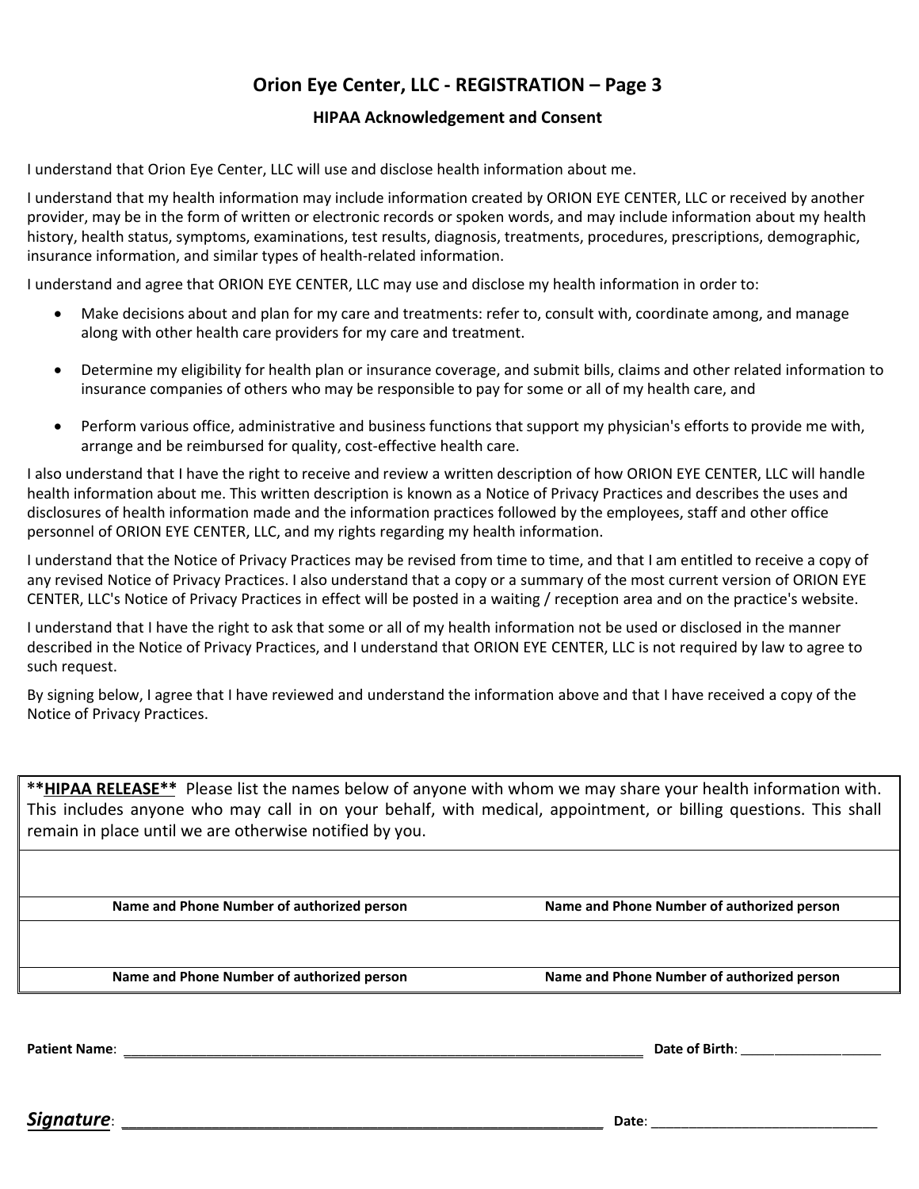# Orion Eye Center, LLC - REGISTRATION – Page 3

## HIPAA Acknowledgement and Consent

I understand that Orion Eye Center, LLC will use and disclose health information about me.

I understand that my health information may include information created by ORION EYE CENTER, LLC or received by another provider, may be in the form of written or electronic records or spoken words, and may include information about my health history, health status, symptoms, examinations, test results, diagnosis, treatments, procedures, prescriptions, demographic, insurance information, and similar types of health-related information.

I understand and agree that ORION EYE CENTER, LLC may use and disclose my health information in order to:

- Make decisions about and plan for my care and treatments: refer to, consult with, coordinate among, and manage along with other health care providers for my care and treatment.
- Determine my eligibility for health plan or insurance coverage, and submit bills, claims and other related information to insurance companies of others who may be responsible to pay for some or all of my health care, and
- Perform various office, administrative and business functions that support my physician's efforts to provide me with, arrange and be reimbursed for quality, cost-effective health care.

I also understand that I have the right to receive and review a written description of how ORION EYE CENTER, LLC will handle health information about me. This written description is known as a Notice of Privacy Practices and describes the uses and disclosures of health information made and the information practices followed by the employees, staff and other office personnel of ORION EYE CENTER, LLC, and my rights regarding my health information.

I understand that the Notice of Privacy Practices may be revised from time to time, and that I am entitled to receive a copy of any revised Notice of Privacy Practices. I also understand that a copy or a summary of the most current version of ORION EYE CENTER, LLC's Notice of Privacy Practices in effect will be posted in a waiting / reception area and on the practice's website.

I understand that I have the right to ask that some or all of my health information not be used or disclosed in the manner described in the Notice of Privacy Practices, and I understand that ORION EYE CENTER, LLC is not required by law to agree to such request.

By signing below, I agree that I have reviewed and understand the information above and that I have received a copy of the Notice of Privacy Practices.

**<u>HIPAA RELEASE</u>** Please list the names below of anyone with whom we may share your health information with. This includes anyone who may call in on your behalf, with medical, appointment, or billing questions. This shall remain in place until we are otherwise notified by you.

| | |
|---|---|
| | |
| **Name and Phone Number of authorized person** | **Name and Phone Number of authorized person** |
| | |
| **Name and Phone Number of authorized person** | **Name and Phone Number of authorized person** |

**Patient Name**: ______________________________________________ **Date of Birth**: ________________

***<u>Signature</u>***: ______________________________________________ **Date**: ________________________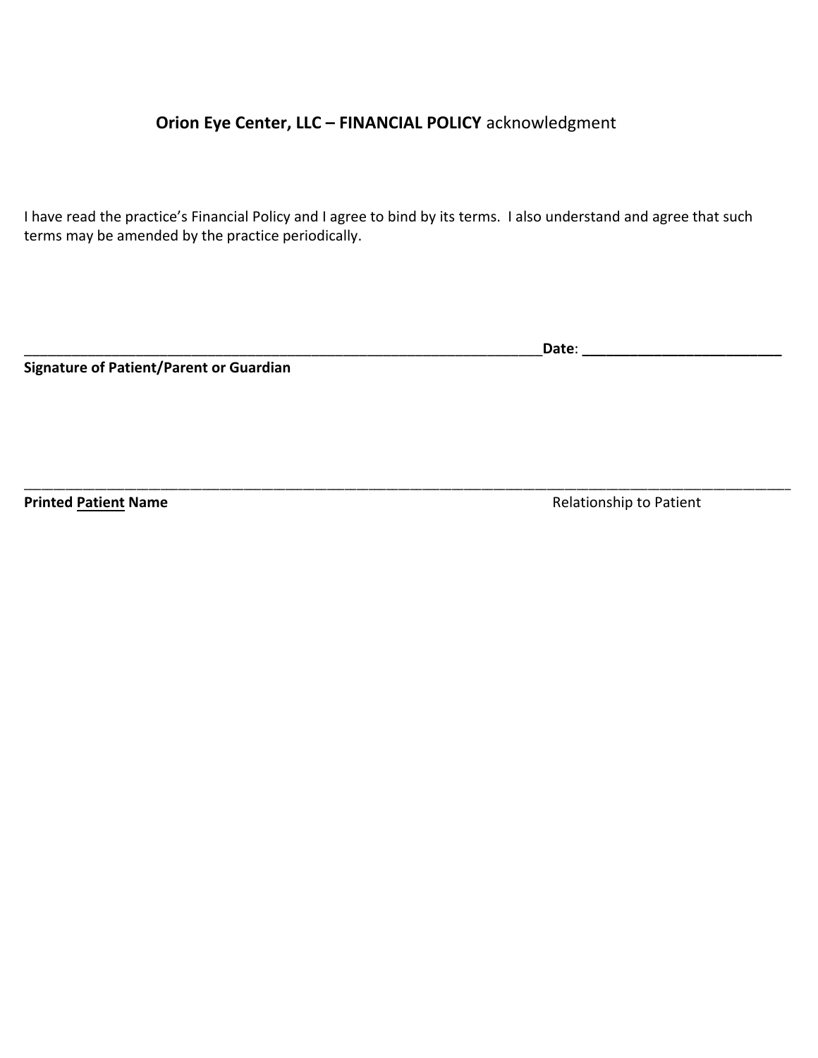**Orion Eye Center, LLC – FINANCIAL POLICY** acknowledgment

I have read the practice's Financial Policy and I agree to bind by its terms. I also understand and agree that such terms may be amended by the practice periodically.

_____________________________________________________________________ **Date**: **_________________________**

**Signature of Patient/Parent or Guardian**

_____________________________________________________________________________________________________

**Printed <u>Patient</u> Name** Relationship to Patient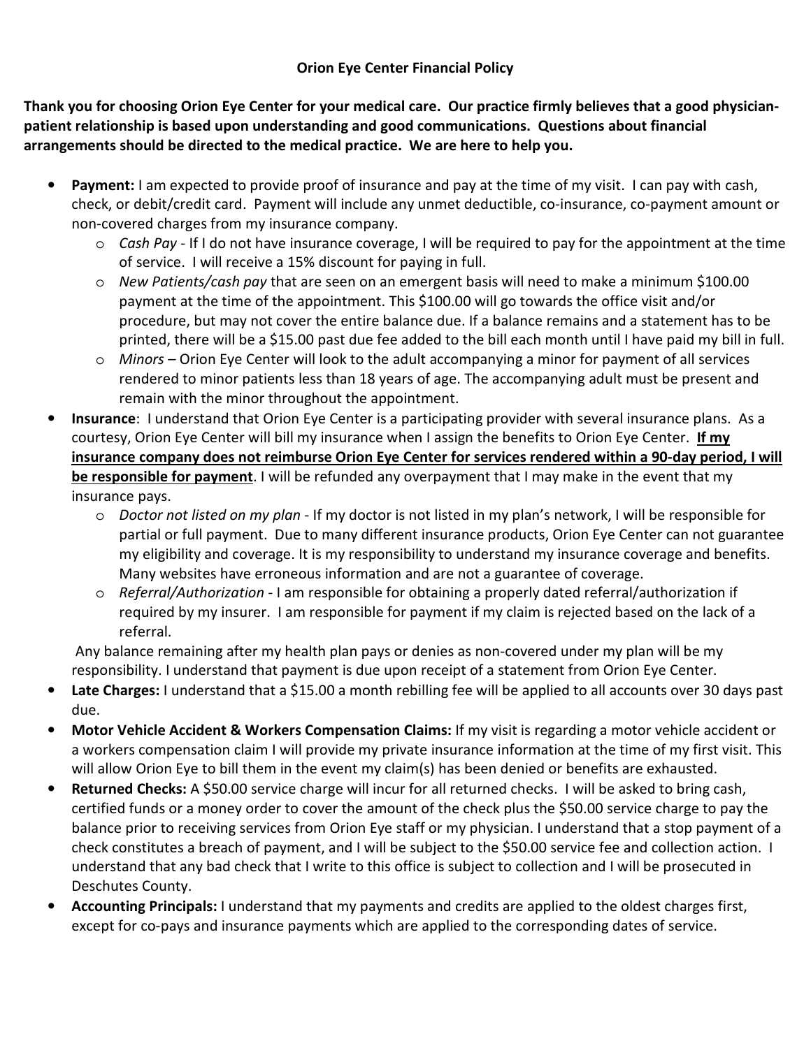# Orion Eye Center Financial Policy

**Thank you for choosing Orion Eye Center for your medical care. Our practice firmly believes that a good physician-patient relationship is based upon understanding and good communications. Questions about financial arrangements should be directed to the medical practice. We are here to help you.**

- **Payment:** I am expected to provide proof of insurance and pay at the time of my visit. I can pay with cash, check, or debit/credit card. Payment will include any unmet deductible, co-insurance, co-payment amount or non-covered charges from my insurance company.
    - *Cash Pay* - If I do not have insurance coverage, I will be required to pay for the appointment at the time of service. I will receive a 15% discount for paying in full.
    - *New Patients/cash pay* that are seen on an emergent basis will need to make a minimum $100.00 payment at the time of the appointment. This $100.00 will go towards the office visit and/or procedure, but may not cover the entire balance due. If a balance remains and a statement has to be printed, there will be a $15.00 past due fee added to the bill each month until I have paid my bill in full.
    - *Minors* – Orion Eye Center will look to the adult accompanying a minor for payment of all services rendered to minor patients less than 18 years of age. The accompanying adult must be present and remain with the minor throughout the appointment.
- **Insurance**: I understand that Orion Eye Center is a participating provider with several insurance plans. As a courtesy, Orion Eye Center will bill my insurance when I assign the benefits to Orion Eye Center. **<u>If my insurance company does not reimburse Orion Eye Center for services rendered within a 90-day period, I will be responsible for payment</u>**. I will be refunded any overpayment that I may make in the event that my insurance pays.
    - *Doctor not listed on my plan* - If my doctor is not listed in my plan's network, I will be responsible for partial or full payment. Due to many different insurance products, Orion Eye Center can not guarantee my eligibility and coverage. It is my responsibility to understand my insurance coverage and benefits. Many websites have erroneous information and are not a guarantee of coverage.
    - *Referral/Authorization* - I am responsible for obtaining a properly dated referral/authorization if required by my insurer. I am responsible for payment if my claim is rejected based on the lack of a referral.

  Any balance remaining after my health plan pays or denies as non-covered under my plan will be my responsibility. I understand that payment is due upon receipt of a statement from Orion Eye Center.
- **Late Charges:** I understand that a $15.00 a month rebilling fee will be applied to all accounts over 30 days past due.
- **Motor Vehicle Accident & Workers Compensation Claims:** If my visit is regarding a motor vehicle accident or a workers compensation claim I will provide my private insurance information at the time of my first visit. This will allow Orion Eye to bill them in the event my claim(s) has been denied or benefits are exhausted.
- **Returned Checks:** A $50.00 service charge will incur for all returned checks. I will be asked to bring cash, certified funds or a money order to cover the amount of the check plus the $50.00 service charge to pay the balance prior to receiving services from Orion Eye staff or my physician. I understand that a stop payment of a check constitutes a breach of payment, and I will be subject to the $50.00 service fee and collection action. I understand that any bad check that I write to this office is subject to collection and I will be prosecuted in Deschutes County.
- **Accounting Principals:** I understand that my payments and credits are applied to the oldest charges first, except for co-pays and insurance payments which are applied to the corresponding dates of service.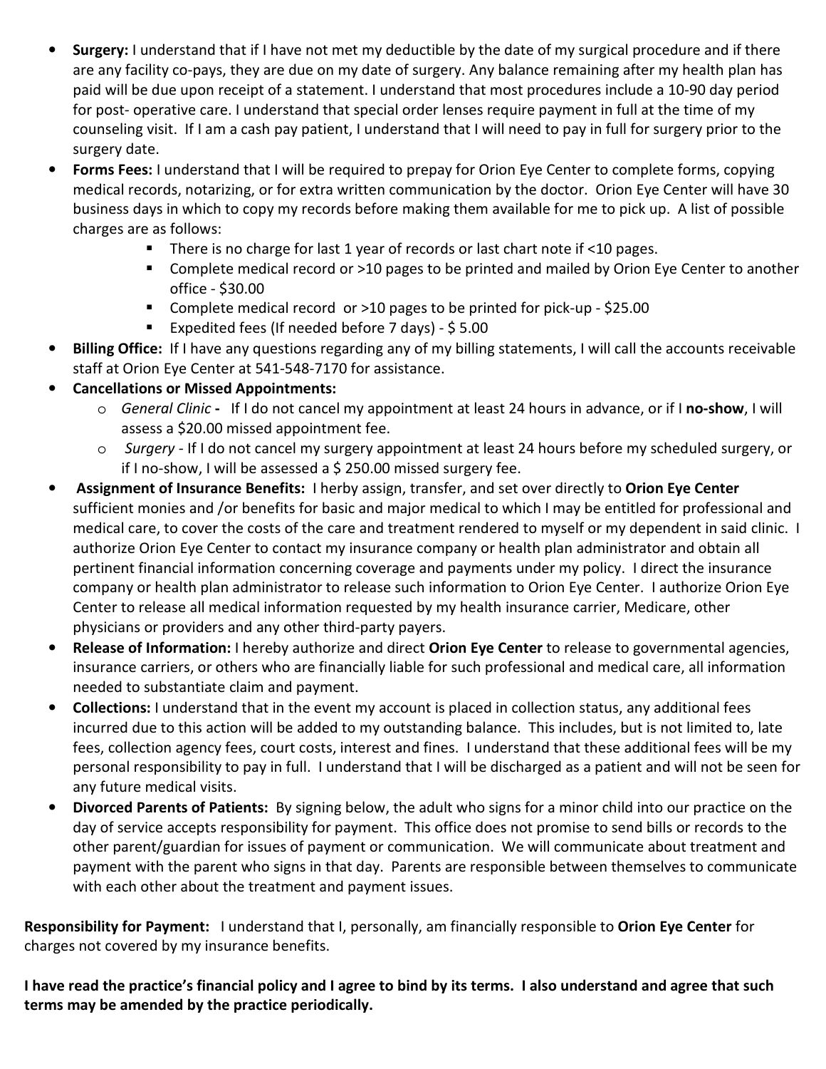- **Surgery:** I understand that if I have not met my deductible by the date of my surgical procedure and if there are any facility co-pays, they are due on my date of surgery. Any balance remaining after my health plan has paid will be due upon receipt of a statement. I understand that most procedures include a 10-90 day period for post- operative care. I understand that special order lenses require payment in full at the time of my counseling visit. If I am a cash pay patient, I understand that I will need to pay in full for surgery prior to the surgery date.
- **Forms Fees:** I understand that I will be required to prepay for Orion Eye Center to complete forms, copying medical records, notarizing, or for extra written communication by the doctor. Orion Eye Center will have 30 business days in which to copy my records before making them available for me to pick up. A list of possible charges are as follows:
  - There is no charge for last 1 year of records or last chart note if <10 pages.
  - Complete medical record or >10 pages to be printed and mailed by Orion Eye Center to another office - $30.00
  - Complete medical record or >10 pages to be printed for pick-up - $25.00
  - Expedited fees (If needed before 7 days) - $ 5.00
- **Billing Office:** If I have any questions regarding any of my billing statements, I will call the accounts receivable staff at Orion Eye Center at 541-548-7170 for assistance.
- **Cancellations or Missed Appointments:**
  - *General Clinic* - If I do not cancel my appointment at least 24 hours in advance, or if I **no-show**, I will assess a $20.00 missed appointment fee.
  - *Surgery* - If I do not cancel my surgery appointment at least 24 hours before my scheduled surgery, or if I no-show, I will be assessed a $ 250.00 missed surgery fee.
- **Assignment of Insurance Benefits:** I herby assign, transfer, and set over directly to **Orion Eye Center** sufficient monies and /or benefits for basic and major medical to which I may be entitled for professional and medical care, to cover the costs of the care and treatment rendered to myself or my dependent in said clinic. I authorize Orion Eye Center to contact my insurance company or health plan administrator and obtain all pertinent financial information concerning coverage and payments under my policy. I direct the insurance company or health plan administrator to release such information to Orion Eye Center. I authorize Orion Eye Center to release all medical information requested by my health insurance carrier, Medicare, other physicians or providers and any other third-party payers.
- **Release of Information:** I hereby authorize and direct **Orion Eye Center** to release to governmental agencies, insurance carriers, or others who are financially liable for such professional and medical care, all information needed to substantiate claim and payment.
- **Collections:** I understand that in the event my account is placed in collection status, any additional fees incurred due to this action will be added to my outstanding balance. This includes, but is not limited to, late fees, collection agency fees, court costs, interest and fines. I understand that these additional fees will be my personal responsibility to pay in full. I understand that I will be discharged as a patient and will not be seen for any future medical visits.
- **Divorced Parents of Patients:** By signing below, the adult who signs for a minor child into our practice on the day of service accepts responsibility for payment. This office does not promise to send bills or records to the other parent/guardian for issues of payment or communication. We will communicate about treatment and payment with the parent who signs in that day. Parents are responsible between themselves to communicate with each other about the treatment and payment issues.

**Responsibility for Payment:** I understand that I, personally, am financially responsible to **Orion Eye Center** for charges not covered by my insurance benefits.

**I have read the practice's financial policy and I agree to bind by its terms. I also understand and agree that such terms may be amended by the practice periodically.**